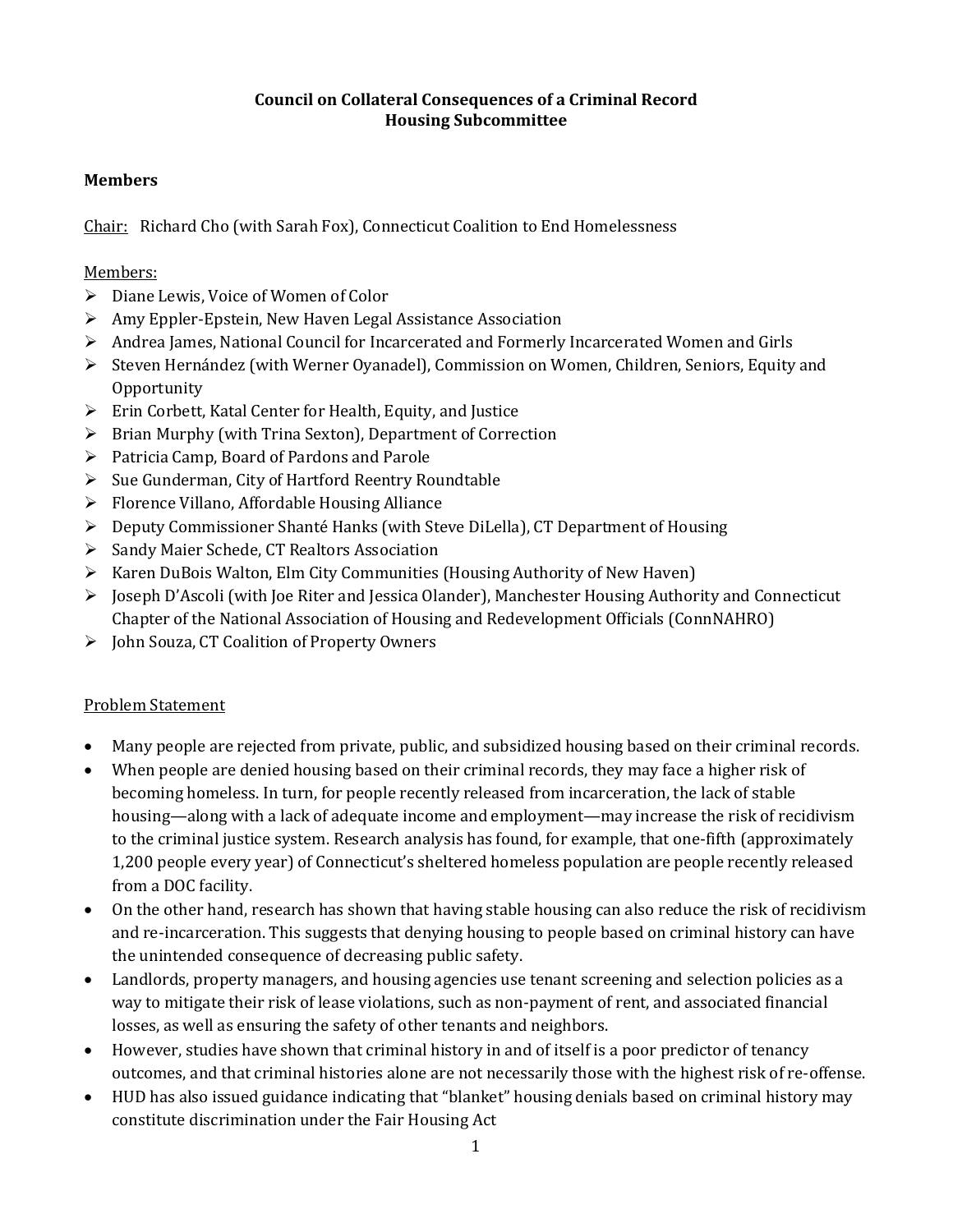**Council on Collateral Consequences of a Criminal Record**
**Housing Subcommittee**

**Members**

<u>Chair:</u> Richard Cho (with Sarah Fox), Connecticut Coalition to End Homelessness

<u>Members:</u>

- Diane Lewis, Voice of Women of Color
- Amy Eppler-Epstein, New Haven Legal Assistance Association
- Andrea James, National Council for Incarcerated and Formerly Incarcerated Women and Girls
- Steven Hernández (with Werner Oyanadel), Commission on Women, Children, Seniors, Equity and Opportunity
- Erin Corbett, Katal Center for Health, Equity, and Justice
- Brian Murphy (with Trina Sexton), Department of Correction
- Patricia Camp, Board of Pardons and Parole
- Sue Gunderman, City of Hartford Reentry Roundtable
- Florence Villano, Affordable Housing Alliance
- Deputy Commissioner Shanté Hanks (with Steve DiLella), CT Department of Housing
- Sandy Maier Schede, CT Realtors Association
- Karen DuBois Walton, Elm City Communities (Housing Authority of New Haven)
- Joseph D'Ascoli (with Joe Riter and Jessica Olander), Manchester Housing Authority and Connecticut Chapter of the National Association of Housing and Redevelopment Officials (ConnNAHRO)
- John Souza, CT Coalition of Property Owners

<u>Problem Statement</u>

- Many people are rejected from private, public, and subsidized housing based on their criminal records.
- When people are denied housing based on their criminal records, they may face a higher risk of becoming homeless. In turn, for people recently released from incarceration, the lack of stable housing—along with a lack of adequate income and employment—may increase the risk of recidivism to the criminal justice system. Research analysis has found, for example, that one-fifth (approximately 1,200 people every year) of Connecticut's sheltered homeless population are people recently released from a DOC facility.
- On the other hand, research has shown that having stable housing can also reduce the risk of recidivism and re-incarceration. This suggests that denying housing to people based on criminal history can have the unintended consequence of decreasing public safety.
- Landlords, property managers, and housing agencies use tenant screening and selection policies as a way to mitigate their risk of lease violations, such as non-payment of rent, and associated financial losses, as well as ensuring the safety of other tenants and neighbors.
- However, studies have shown that criminal history in and of itself is a poor predictor of tenancy outcomes, and that criminal histories alone are not necessarily those with the highest risk of re-offense.
- HUD has also issued guidance indicating that "blanket" housing denials based on criminal history may constitute discrimination under the Fair Housing Act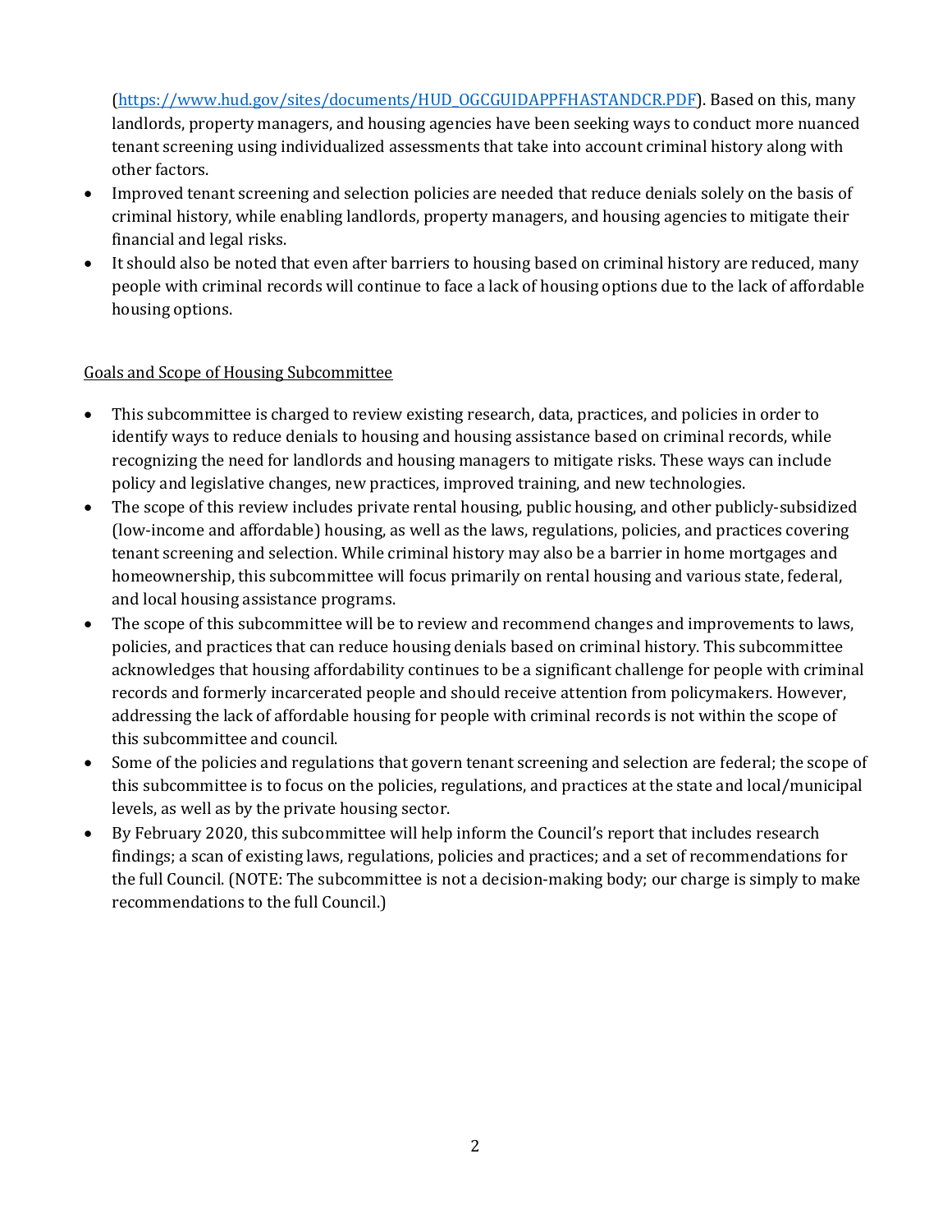(https://www.hud.gov/sites/documents/HUD_OGCGUIDAPPFHASTANDCR.PDF). Based on this, many landlords, property managers, and housing agencies have been seeking ways to conduct more nuanced tenant screening using individualized assessments that take into account criminal history along with other factors.

- Improved tenant screening and selection policies are needed that reduce denials solely on the basis of criminal history, while enabling landlords, property managers, and housing agencies to mitigate their financial and legal risks.
- It should also be noted that even after barriers to housing based on criminal history are reduced, many people with criminal records will continue to face a lack of housing options due to the lack of affordable housing options.

Goals and Scope of Housing Subcommittee

- This subcommittee is charged to review existing research, data, practices, and policies in order to identify ways to reduce denials to housing and housing assistance based on criminal records, while recognizing the need for landlords and housing managers to mitigate risks. These ways can include policy and legislative changes, new practices, improved training, and new technologies.
- The scope of this review includes private rental housing, public housing, and other publicly-subsidized (low-income and affordable) housing, as well as the laws, regulations, policies, and practices covering tenant screening and selection. While criminal history may also be a barrier in home mortgages and homeownership, this subcommittee will focus primarily on rental housing and various state, federal, and local housing assistance programs.
- The scope of this subcommittee will be to review and recommend changes and improvements to laws, policies, and practices that can reduce housing denials based on criminal history. This subcommittee acknowledges that housing affordability continues to be a significant challenge for people with criminal records and formerly incarcerated people and should receive attention from policymakers. However, addressing the lack of affordable housing for people with criminal records is not within the scope of this subcommittee and council.
- Some of the policies and regulations that govern tenant screening and selection are federal; the scope of this subcommittee is to focus on the policies, regulations, and practices at the state and local/municipal levels, as well as by the private housing sector.
- By February 2020, this subcommittee will help inform the Council's report that includes research findings; a scan of existing laws, regulations, policies and practices; and a set of recommendations for the full Council. (NOTE: The subcommittee is not a decision-making body; our charge is simply to make recommendations to the full Council.)